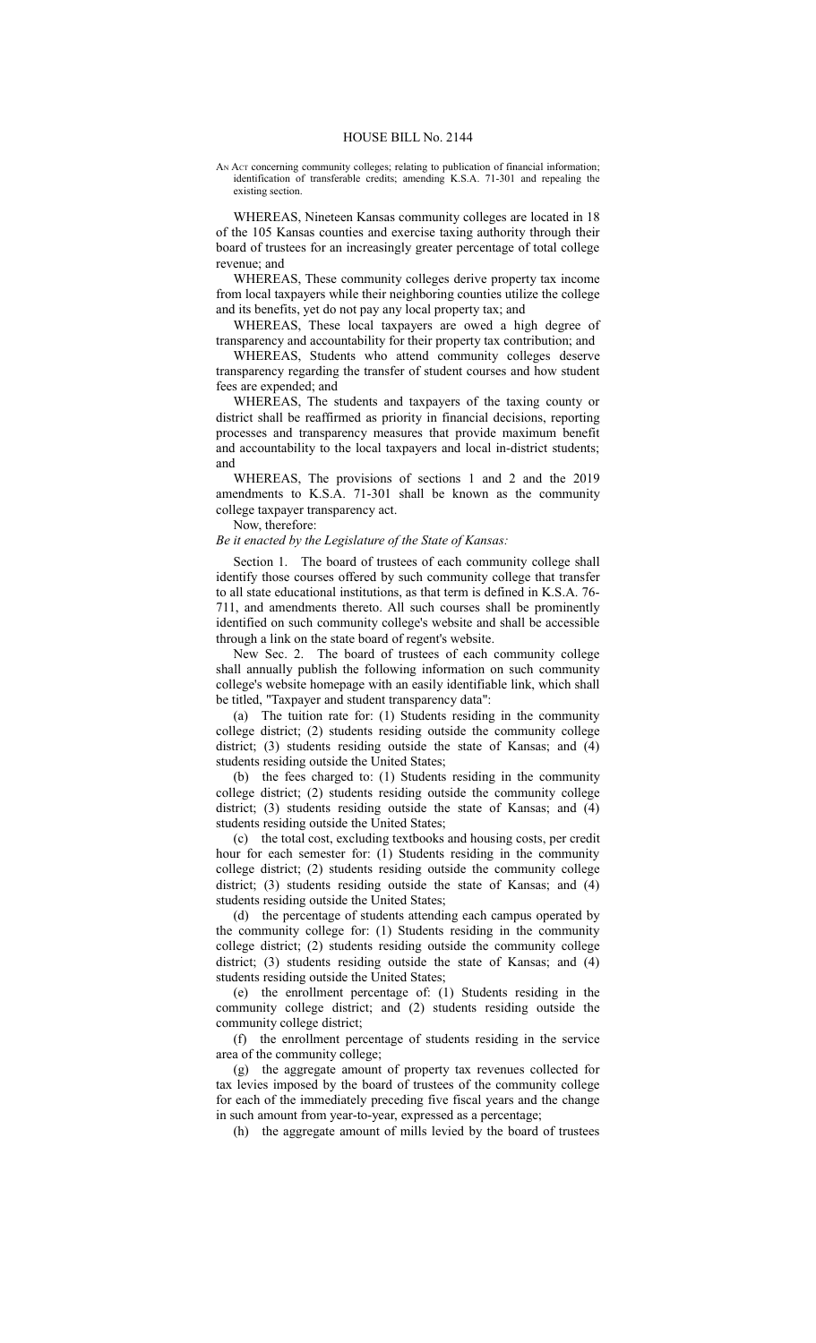# HOUSE BILL No. 2144

AN ACT concerning community colleges; relating to publication of financial information; identification of transferable credits; amending K.S.A. 71-301 and repealing the existing section.

WHEREAS, Nineteen Kansas community colleges are located in 18 of the 105 Kansas counties and exercise taxing authority through their board of trustees for an increasingly greater percentage of total college revenue; and

WHEREAS, These community colleges derive property tax income from local taxpayers while their neighboring counties utilize the college and its benefits, yet do not pay any local property tax; and

WHEREAS, These local taxpayers are owed a high degree of transparency and accountability for their property tax contribution; and

WHEREAS, Students who attend community colleges deserve transparency regarding the transfer of student courses and how student fees are expended; and

WHEREAS, The students and taxpayers of the taxing county or district shall be reaffirmed as priority in financial decisions, reporting processes and transparency measures that provide maximum benefit and accountability to the local taxpayers and local in-district students; and

WHEREAS, The provisions of sections 1 and 2 and the 2019 amendments to K.S.A. 71-301 shall be known as the community college taxpayer transparency act.

Now, therefore:

*Be it enacted by the Legislature of the State of Kansas:*

Section 1. The board of trustees of each community college shall identify those courses offered by such community college that transfer to all state educational institutions, as that term is defined in K.S.A. 76-711, and amendments thereto. All such courses shall be prominently identified on such community college's website and shall be accessible through a link on the state board of regent's website.

New Sec. 2. The board of trustees of each community college shall annually publish the following information on such community college's website homepage with an easily identifiable link, which shall be titled, "Taxpayer and student transparency data":

(a) The tuition rate for: (1) Students residing in the community college district; (2) students residing outside the community college district; (3) students residing outside the state of Kansas; and (4) students residing outside the United States;

(b) the fees charged to: (1) Students residing in the community college district; (2) students residing outside the community college district; (3) students residing outside the state of Kansas; and (4) students residing outside the United States;

(c) the total cost, excluding textbooks and housing costs, per credit hour for each semester for: (1) Students residing in the community college district; (2) students residing outside the community college district; (3) students residing outside the state of Kansas; and (4) students residing outside the United States;

(d) the percentage of students attending each campus operated by the community college for: (1) Students residing in the community college district; (2) students residing outside the community college district; (3) students residing outside the state of Kansas; and (4) students residing outside the United States;

(e) the enrollment percentage of: (1) Students residing in the community college district; and (2) students residing outside the community college district;

(f) the enrollment percentage of students residing in the service area of the community college;

(g) the aggregate amount of property tax revenues collected for tax levies imposed by the board of trustees of the community college for each of the immediately preceding five fiscal years and the change in such amount from year-to-year, expressed as a percentage;

(h) the aggregate amount of mills levied by the board of trustees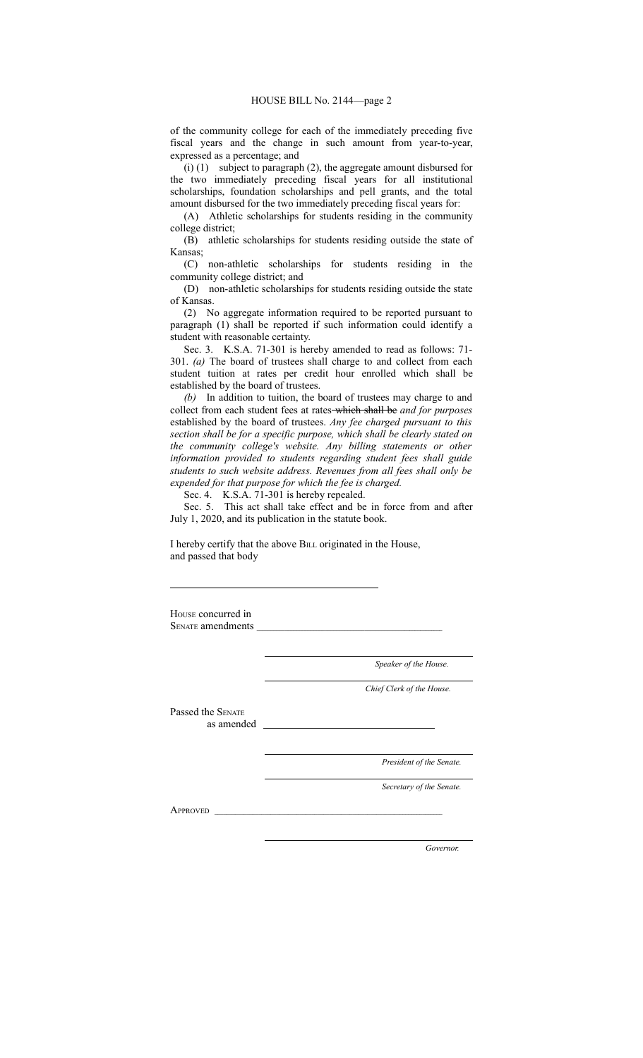of the community college for each of the immediately preceding five fiscal years and the change in such amount from year-to-year, expressed as a percentage; and

(i) (1) subject to paragraph (2), the aggregate amount disbursed for the two immediately preceding fiscal years for all institutional scholarships, foundation scholarships and pell grants, and the total amount disbursed for the two immediately preceding fiscal years for:

(A) Athletic scholarships for students residing in the community college district;

(B) athletic scholarships for students residing outside the state of Kansas;

(C) non-athletic scholarships for students residing in the community college district; and

(D) non-athletic scholarships for students residing outside the state of Kansas.

(2) No aggregate information required to be reported pursuant to paragraph (1) shall be reported if such information could identify a student with reasonable certainty.

Sec. 3. K.S.A. 71-301 is hereby amended to read as follows: 71-301. *(a)* The board of trustees shall charge to and collect from each student tuition at rates per credit hour enrolled which shall be established by the board of trustees.

*(b)* In addition to tuition, the board of trustees may charge to and collect from each student fees at rates ~~which shall be~~ *and for purposes* established by the board of trustees. *Any fee charged pursuant to this section shall be for a specific purpose, which shall be clearly stated on the community college's website. Any billing statements or other information provided to students regarding student fees shall guide students to such website address. Revenues from all fees shall only be expended for that purpose for which the fee is charged.*

Sec. 4. K.S.A. 71-301 is hereby repealed.

Sec. 5. This act shall take effect and be in force from and after July 1, 2020, and its publication in the statute book.

I hereby certify that the above BILL originated in the House, and passed that body

\_\_\_\_\_\_\_\_\_\_\_\_\_\_\_\_\_\_\_\_\_\_\_\_\_\_\_\_\_\_\_\_

HOUSE concurred in SENATE amendments \_\_\_\_\_\_\_\_\_\_\_\_\_\_\_\_\_\_\_\_\_\_\_\_\_\_\_\_\_\_\_\_

\_\_\_\_\_\_\_\_\_\_\_\_\_\_\_\_\_\_\_\_\_\_\_\_\_\_\_\_\_\_\_\_

*Speaker of the House.*

\_\_\_\_\_\_\_\_\_\_\_\_\_\_\_\_\_\_\_\_\_\_\_\_\_\_\_\_\_\_\_\_

*Chief Clerk of the House.*

Passed the SENATE as amended \_\_\_\_\_\_\_\_\_\_\_\_\_\_\_\_\_\_\_\_\_\_\_\_\_\_\_\_\_\_\_\_

\_\_\_\_\_\_\_\_\_\_\_\_\_\_\_\_\_\_\_\_\_\_\_\_\_\_\_\_\_\_\_\_

*President of the Senate.*

\_\_\_\_\_\_\_\_\_\_\_\_\_\_\_\_\_\_\_\_\_\_\_\_\_\_\_\_\_\_\_\_

*Secretary of the Senate.*

APPROVED \_\_\_\_\_\_\_\_\_\_\_\_\_\_\_\_\_\_\_\_\_\_\_\_\_\_\_\_\_\_\_\_

\_\_\_\_\_\_\_\_\_\_\_\_\_\_\_\_\_\_\_\_\_\_\_\_\_\_\_\_\_\_\_\_

*Governor.*